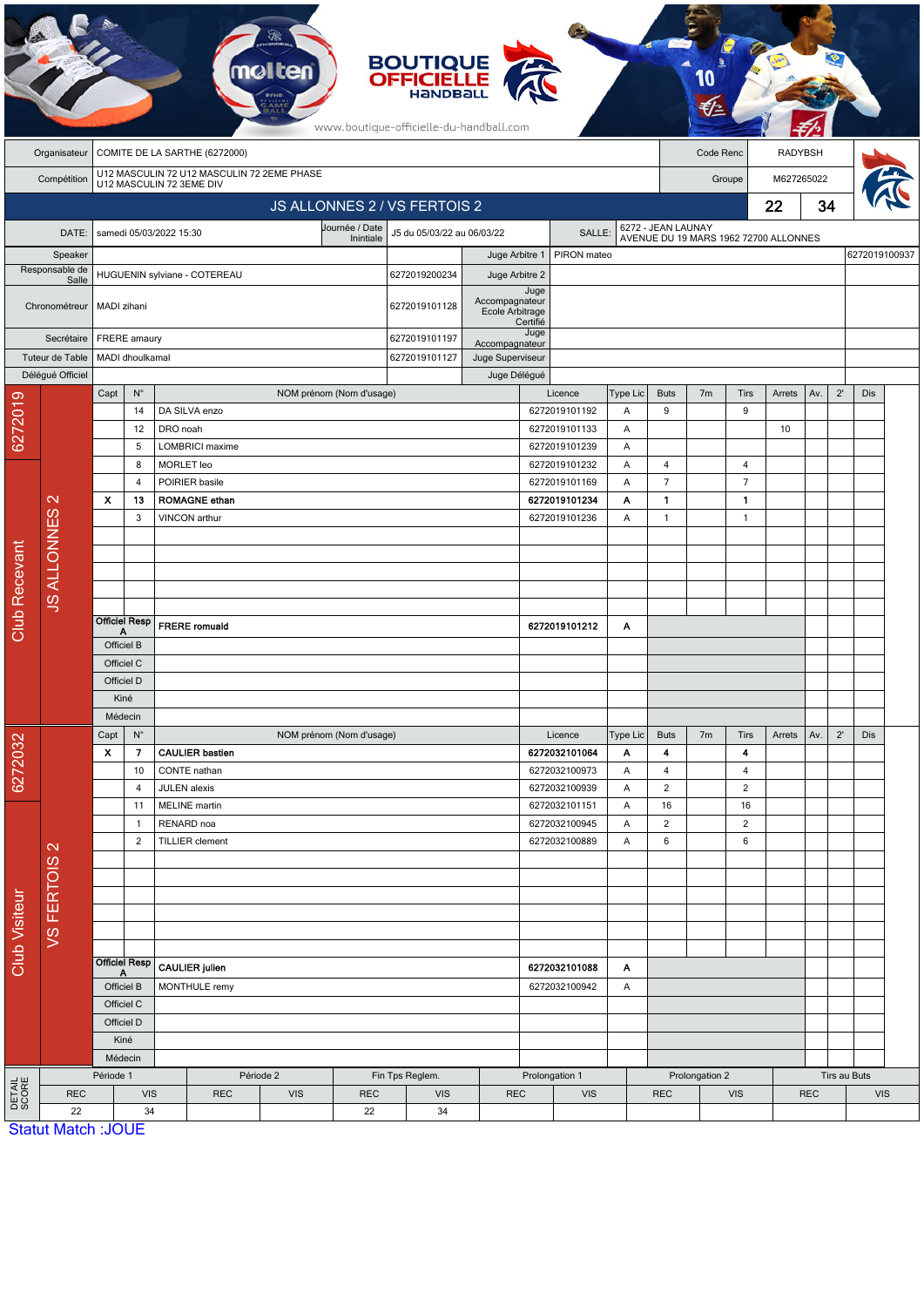BOUTIQUE OFFICIELLE HANDBALL

www.boutique-officielle-du-handball.com

| | | | |
|---|---|---|---|
| Organisateur | COMITE DE LA SARTHE (6272000) | Code Renc | RADYBSH |
| Compétition | U12 MASCULIN 72 U12 MASCULIN 72 2EME PHASE U12 MASCULIN 72 3EME DIV | Groupe | M627265022 |

## JS ALLONNES 2 / VS FERTOIS 2 — 22 / 34

| | | | | | |
|---|---|---|---|---|---|
| DATE: | samedi 05/03/2022 15:30 | Journée / Date Inintiale | J5 du 05/03/22 au 06/03/22 | SALLE: | 6272 - JEAN LAUNAY AVENUE DU 19 MARS 1962 72700 ALLONNES |

| | | | | | |
|---|---|---|---|---|---|
| Speaker | | | Juge Arbitre 1 | PIRON mateo | 6272019100937 |
| Responsable de Salle | HUGUENIN sylviane - COTEREAU | 6272019200234 | Juge Arbitre 2 | | |
| Chronométreur | MADI zihani | 6272019101128 | Juge Accompagnateur Ecole Arbitrage Certifié | | |
| Secrétaire | FRERE amaury | 6272019101197 | Juge Accompagnateur | | |
| Tuteur de Table | MADI dhoulkamal | 6272019101127 | Juge Superviseur | | |
| Délégué Officiel | | | Juge Délégué | | |

### Club Recevant — 6272019 — JS ALLONNES 2

| Capt | N° | NOM prénom (Nom d'usage) | Licence | Type Lic | Buts | 7m | Tirs | Arrets | Av. | 2' | Dis |
|---|---|---|---|---|---|---|---|---|---|---|---|
| | 14 | DA SILVA enzo | 6272019101192 | A | 9 | | 9 | | | | |
| | 12 | DRO noah | 6272019101133 | A | | | | 10 | | | |
| | 5 | LOMBRICI maxime | 6272019101239 | A | | | | | | | |
| | 8 | MORLET leo | 6272019101232 | A | 4 | | 4 | | | | |
| | 4 | POIRIER basile | 6272019101169 | A | 7 | | 7 | | | | |
| X | 13 | **ROMAGNE ethan** | **6272019101234** | **A** | **1** | | **1** | | | | |
| | 3 | VINCON arthur | 6272019101236 | A | 1 | | 1 | | | | |
| Officiel Resp A | | **FRERE romuald** | **6272019101212** | **A** | | | | | | | |
| Officiel B | | | | | | | | | | | |
| Officiel C | | | | | | | | | | | |
| Officiel D | | | | | | | | | | | |
| Kiné | | | | | | | | | | | |
| Médecin | | | | | | | | | | | |

### Club Visiteur — 6272032 — VS FERTOIS 2

| Capt | N° | NOM prénom (Nom d'usage) | Licence | Type Lic | Buts | 7m | Tirs | Arrets | Av. | 2' | Dis |
|---|---|---|---|---|---|---|---|---|---|---|---|
| X | 7 | **CAULIER bastien** | **6272032101064** | **A** | **4** | | **4** | | | | |
| | 10 | CONTE nathan | 6272032100973 | A | 4 | | 4 | | | | |
| | 4 | JULEN alexis | 6272032100939 | A | 2 | | 2 | | | | |
| | 11 | MELINE martin | 6272032101151 | A | 16 | | 16 | | | | |
| | 1 | RENARD noa | 6272032100945 | A | 2 | | 2 | | | | |
| | 2 | TILLIER clement | 6272032100889 | A | 6 | | 6 | | | | |
| Officiel Resp A | | **CAULIER julien** | **6272032101088** | **A** | | | | | | | |
| Officiel B | | MONTHULE remy | 6272032100942 | A | | | | | | | |
| Officiel C | | | | | | | | | | | |
| Officiel D | | | | | | | | | | | |
| Kiné | | | | | | | | | | | |
| Médecin | | | | | | | | | | | |

### DETAIL SCORE

| Période 1 | | Période 2 | | Fin Tps Reglem. | | Prolongation 1 | | Prolongation 2 | | Tirs au Buts | |
|---|---|---|---|---|---|---|---|---|---|---|---|
| REC | VIS | REC | VIS | REC | VIS | REC | VIS | REC | VIS | REC | VIS |
| 22 | 34 | | | 22 | 34 | | | | | | |

Statut Match :JOUE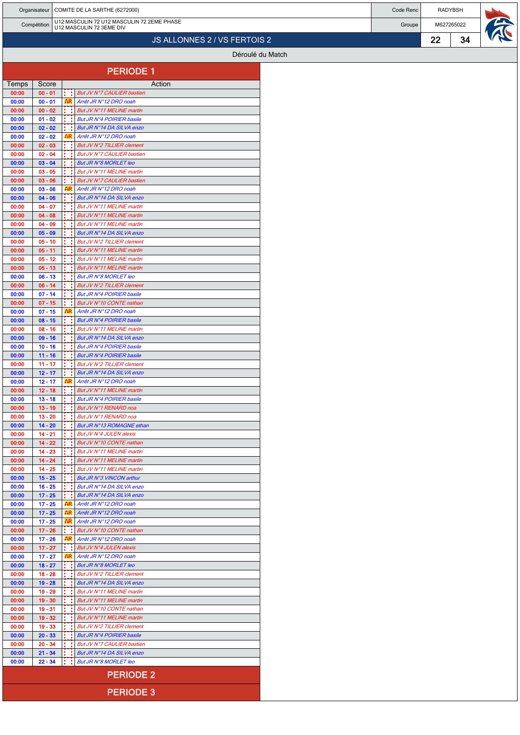| Organisateur | COMITE DE LA SARTHE (6272000) | Code Renc | RADYBSH |
|---|---|---|---|
| Compétition | U12 MASCULIN 72 U12 MASCULIN 72 2EME PHASE U12 MASCULIN 72 3EME DIV | Groupe | M627265022 |

## JS ALLONNES 2 / VS FERTOIS 2 — 22 | 34

### Déroulé du Match

## PERIODE 1

| Temps | Score | | Action |
|---|---|---|---|
| 00:00 | 00 - 01 | | But JV N°7 CAULIER bastien |
| 00:00 | 00 - 01 | AR | Arrêt JR N°12 DRO noah |
| 00:00 | 00 - 02 | | But JV N°11 MELINE martin |
| 00:00 | 01 - 02 | | But JR N°4 POIRIER basile |
| 00:00 | 02 - 02 | | But JR N°14 DA SILVA enzo |
| 00:00 | 02 - 02 | AR | Arrêt JR N°12 DRO noah |
| 00:00 | 02 - 03 | | But JV N°2 TILLIER clement |
| 00:00 | 02 - 04 | | But JV N°7 CAULIER bastien |
| 00:00 | 03 - 04 | | But JR N°8 MORLET leo |
| 00:00 | 03 - 05 | | But JV N°11 MELINE martin |
| 00:00 | 03 - 06 | | But JV N°7 CAULIER bastien |
| 00:00 | 03 - 06 | AR | Arrêt JR N°12 DRO noah |
| 00:00 | 04 - 06 | | But JR N°14 DA SILVA enzo |
| 00:00 | 04 - 07 | | But JV N°11 MELINE martin |
| 00:00 | 04 - 08 | | But JV N°11 MELINE martin |
| 00:00 | 04 - 09 | | But JV N°11 MELINE martin |
| 00:00 | 05 - 09 | | But JR N°14 DA SILVA enzo |
| 00:00 | 05 - 10 | | But JV N°2 TILLIER clement |
| 00:00 | 05 - 11 | | But JV N°11 MELINE martin |
| 00:00 | 05 - 12 | | But JV N°11 MELINE martin |
| 00:00 | 05 - 13 | | But JV N°11 MELINE martin |
| 00:00 | 06 - 13 | | But JR N°8 MORLET leo |
| 00:00 | 06 - 14 | | But JV N°2 TILLIER clement |
| 00:00 | 07 - 14 | | But JR N°4 POIRIER basile |
| 00:00 | 07 - 15 | | But JV N°10 CONTE nathan |
| 00:00 | 07 - 15 | AR | Arrêt JR N°12 DRO noah |
| 00:00 | 08 - 15 | | But JR N°4 POIRIER basile |
| 00:00 | 08 - 16 | | But JV N°11 MELINE martin |
| 00:00 | 09 - 16 | | But JR N°14 DA SILVA enzo |
| 00:00 | 10 - 16 | | But JR N°4 POIRIER basile |
| 00:00 | 11 - 16 | | But JR N°4 POIRIER basile |
| 00:00 | 11 - 17 | | But JV N°2 TILLIER clement |
| 00:00 | 12 - 17 | | But JR N°14 DA SILVA enzo |
| 00:00 | 12 - 17 | AR | Arrêt JR N°12 DRO noah |
| 00:00 | 12 - 18 | | But JV N°11 MELINE martin |
| 00:00 | 13 - 18 | | But JR N°4 POIRIER basile |
| 00:00 | 13 - 19 | | But JV N°1 RENARD noa |
| 00:00 | 13 - 20 | | But JV N°1 RENARD noa |
| 00:00 | 14 - 20 | | But JR N°13 ROMAGNE ethan |
| 00:00 | 14 - 21 | | But JV N°4 JULEN alexis |
| 00:00 | 14 - 22 | | But JV N°10 CONTE nathan |
| 00:00 | 14 - 23 | | But JV N°11 MELINE martin |
| 00:00 | 14 - 24 | | But JV N°11 MELINE martin |
| 00:00 | 14 - 25 | | But JV N°11 MELINE martin |
| 00:00 | 15 - 25 | | But JR N°3 VINCON arthur |
| 00:00 | 16 - 25 | | But JR N°14 DA SILVA enzo |
| 00:00 | 17 - 25 | | But JR N°14 DA SILVA enzo |
| 00:00 | 17 - 25 | AR | Arrêt JR N°12 DRO noah |
| 00:00 | 17 - 25 | AR | Arrêt JR N°12 DRO noah |
| 00:00 | 17 - 25 | AR | Arrêt JR N°12 DRO noah |
| 00:00 | 17 - 26 | | But JV N°10 CONTE nathan |
| 00:00 | 17 - 26 | AR | Arrêt JR N°12 DRO noah |
| 00:00 | 17 - 27 | | But JV N°4 JULEN alexis |
| 00:00 | 17 - 27 | AR | Arrêt JR N°12 DRO noah |
| 00:00 | 18 - 27 | | But JR N°8 MORLET leo |
| 00:00 | 18 - 28 | | But JV N°2 TILLIER clement |
| 00:00 | 19 - 28 | | But JR N°14 DA SILVA enzo |
| 00:00 | 19 - 29 | | But JV N°11 MELINE martin |
| 00:00 | 19 - 30 | | But JV N°11 MELINE martin |
| 00:00 | 19 - 31 | | But JV N°10 CONTE nathan |
| 00:00 | 19 - 32 | | But JV N°11 MELINE martin |
| 00:00 | 19 - 33 | | But JV N°2 TILLIER clement |
| 00:00 | 20 - 33 | | But JR N°4 POIRIER basile |
| 00:00 | 20 - 34 | | But JV N°7 CAULIER bastien |
| 00:00 | 21 - 34 | | But JR N°14 DA SILVA enzo |
| 00:00 | 22 - 34 | | But JR N°8 MORLET leo |

## PERIODE 2

## PERIODE 3